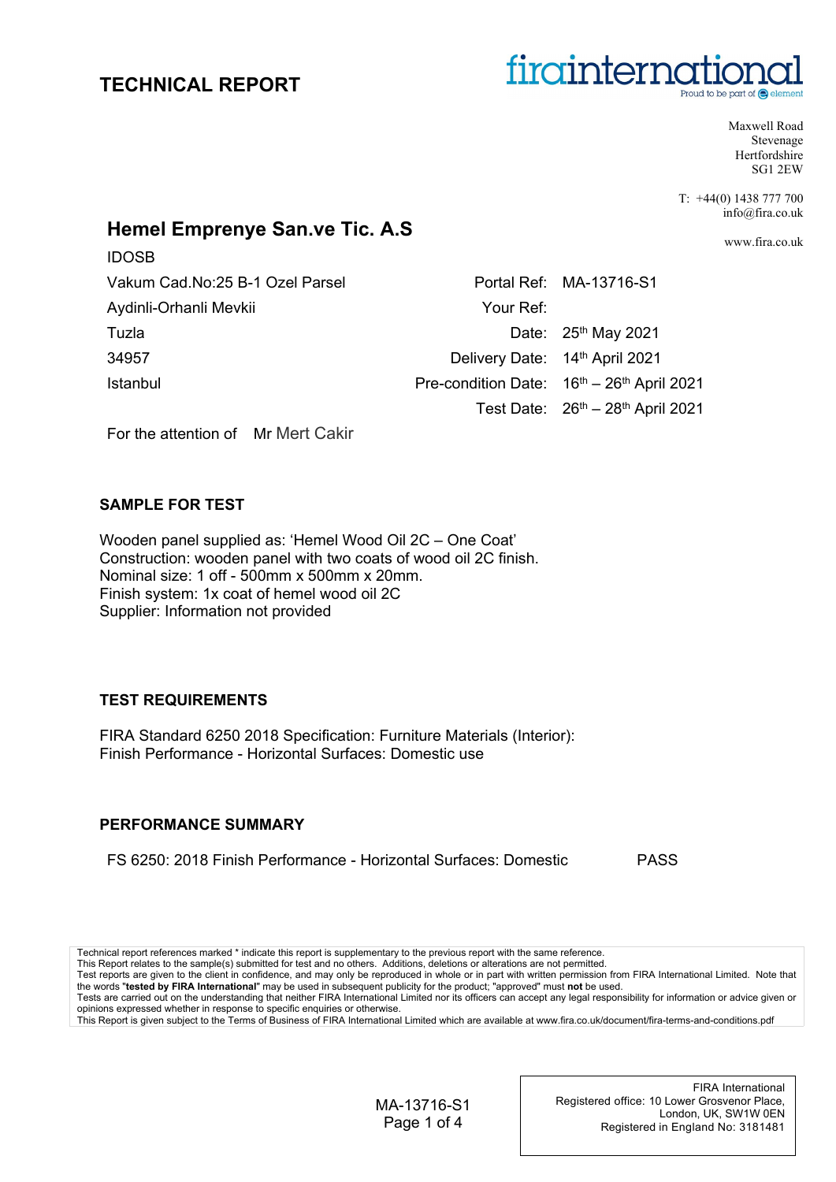# TECHNICAL REPORT

firainternational
Proud to be part of element

Maxwell Road
Stevenage
Hertfordshire
SG1 2EW

T: +44(0) 1438 777 700
info@fira.co.uk

www.fira.co.uk

## Hemel Emprenye San.ve Tic. A.S

IDOSB
Vakum Cad.No:25 B-1 Ozel Parsel
Aydinli-Orhanli Mevkii
Tuzla
34957
Istanbul

| | |
|---|---|
| Portal Ref: | MA-13716-S1 |
| Your Ref: | |
| Date: | 25th May 2021 |
| Delivery Date: | 14th April 2021 |
| Pre-condition Date: | 16th – 26th April 2021 |
| Test Date: | 26th – 28th April 2021 |

For the attention of Mr Mert Cakir

### SAMPLE FOR TEST

Wooden panel supplied as: 'Hemel Wood Oil 2C – One Coat'
Construction: wooden panel with two coats of wood oil 2C finish.
Nominal size: 1 off - 500mm x 500mm x 20mm.
Finish system: 1x coat of hemel wood oil 2C
Supplier: Information not provided

### TEST REQUIREMENTS

FIRA Standard 6250 2018 Specification: Furniture Materials (Interior):
Finish Performance - Horizontal Surfaces: Domestic use

### PERFORMANCE SUMMARY

| | |
|---|---|
| FS 6250: 2018 Finish Performance - Horizontal Surfaces: Domestic | PASS |

Technical report references marked * indicate this report is supplementary to the previous report with the same reference.
This Report relates to the sample(s) submitted for test and no others. Additions, deletions or alterations are not permitted.
Test reports are given to the client in confidence, and may only be reproduced in whole or in part with written permission from FIRA International Limited. Note that the words "**tested by FIRA International**" may be used in subsequent publicity for the product; "approved" must **not** be used.
Tests are carried out on the understanding that neither FIRA International Limited nor its officers can accept any legal responsibility for information or advice given or opinions expressed whether in response to specific enquiries or otherwise.
This Report is given subject to the Terms of Business of FIRA International Limited which are available at www.fira.co.uk/document/fira-terms-and-conditions.pdf

FIRA International
Registered office: 10 Lower Grosvenor Place,
London, UK, SW1W 0EN
Registered in England No: 3181481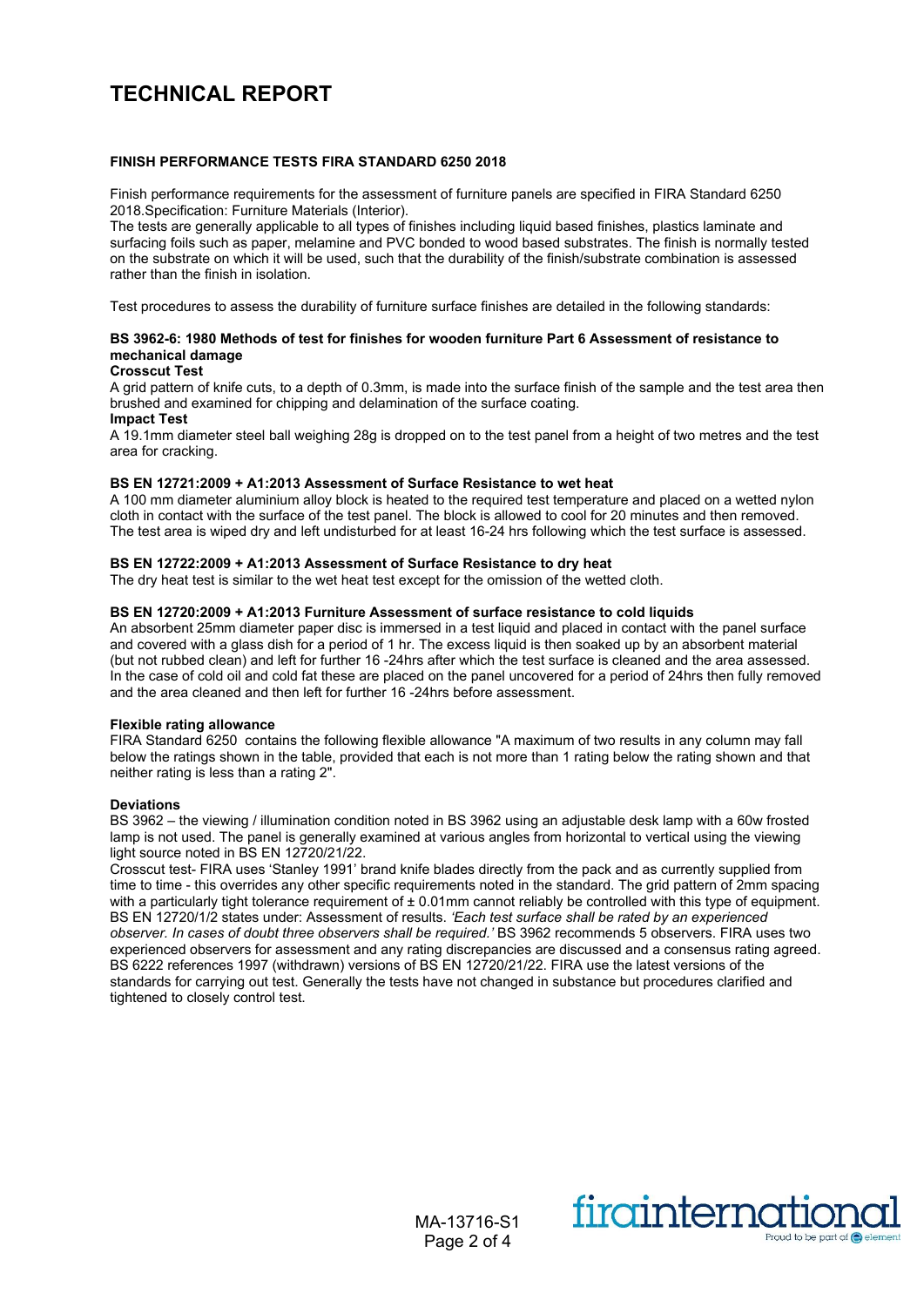# TECHNICAL REPORT

**FINISH PERFORMANCE TESTS FIRA STANDARD 6250 2018**

Finish performance requirements for the assessment of furniture panels are specified in FIRA Standard 6250 2018.Specification: Furniture Materials (Interior).

The tests are generally applicable to all types of finishes including liquid based finishes, plastics laminate and surfacing foils such as paper, melamine and PVC bonded to wood based substrates. The finish is normally tested on the substrate on which it will be used, such that the durability of the finish/substrate combination is assessed rather than the finish in isolation.

Test procedures to assess the durability of furniture surface finishes are detailed in the following standards:

**BS 3962-6: 1980 Methods of test for finishes for wooden furniture Part 6 Assessment of resistance to mechanical damage**

**Crosscut Test**

A grid pattern of knife cuts, to a depth of 0.3mm, is made into the surface finish of the sample and the test area then brushed and examined for chipping and delamination of the surface coating.

**Impact Test**

A 19.1mm diameter steel ball weighing 28g is dropped on to the test panel from a height of two metres and the test area for cracking.

**BS EN 12721:2009 + A1:2013 Assessment of Surface Resistance to wet heat**

A 100 mm diameter aluminium alloy block is heated to the required test temperature and placed on a wetted nylon cloth in contact with the surface of the test panel. The block is allowed to cool for 20 minutes and then removed. The test area is wiped dry and left undisturbed for at least 16-24 hrs following which the test surface is assessed.

**BS EN 12722:2009 + A1:2013 Assessment of Surface Resistance to dry heat**

The dry heat test is similar to the wet heat test except for the omission of the wetted cloth.

**BS EN 12720:2009 + A1:2013 Furniture Assessment of surface resistance to cold liquids**

An absorbent 25mm diameter paper disc is immersed in a test liquid and placed in contact with the panel surface and covered with a glass dish for a period of 1 hr. The excess liquid is then soaked up by an absorbent material (but not rubbed clean) and left for further 16 -24hrs after which the test surface is cleaned and the area assessed. In the case of cold oil and cold fat these are placed on the panel uncovered for a period of 24hrs then fully removed and the area cleaned and then left for further 16 -24hrs before assessment.

**Flexible rating allowance**

FIRA Standard 6250 contains the following flexible allowance "A maximum of two results in any column may fall below the ratings shown in the table, provided that each is not more than 1 rating below the rating shown and that neither rating is less than a rating 2".

**Deviations**

BS 3962 – the viewing / illumination condition noted in BS 3962 using an adjustable desk lamp with a 60w frosted lamp is not used. The panel is generally examined at various angles from horizontal to vertical using the viewing light source noted in BS EN 12720/21/22.

Crosscut test- FIRA uses 'Stanley 1991' brand knife blades directly from the pack and as currently supplied from time to time - this overrides any other specific requirements noted in the standard. The grid pattern of 2mm spacing with a particularly tight tolerance requirement of ± 0.01mm cannot reliably be controlled with this type of equipment.

BS EN 12720/1/2 states under: Assessment of results. *'Each test surface shall be rated by an experienced observer. In cases of doubt three observers shall be required.'* BS 3962 recommends 5 observers. FIRA uses two experienced observers for assessment and any rating discrepancies are discussed and a consensus rating agreed.

BS 6222 references 1997 (withdrawn) versions of BS EN 12720/21/22. FIRA use the latest versions of the standards for carrying out test. Generally the tests have not changed in substance but procedures clarified and tightened to closely control test.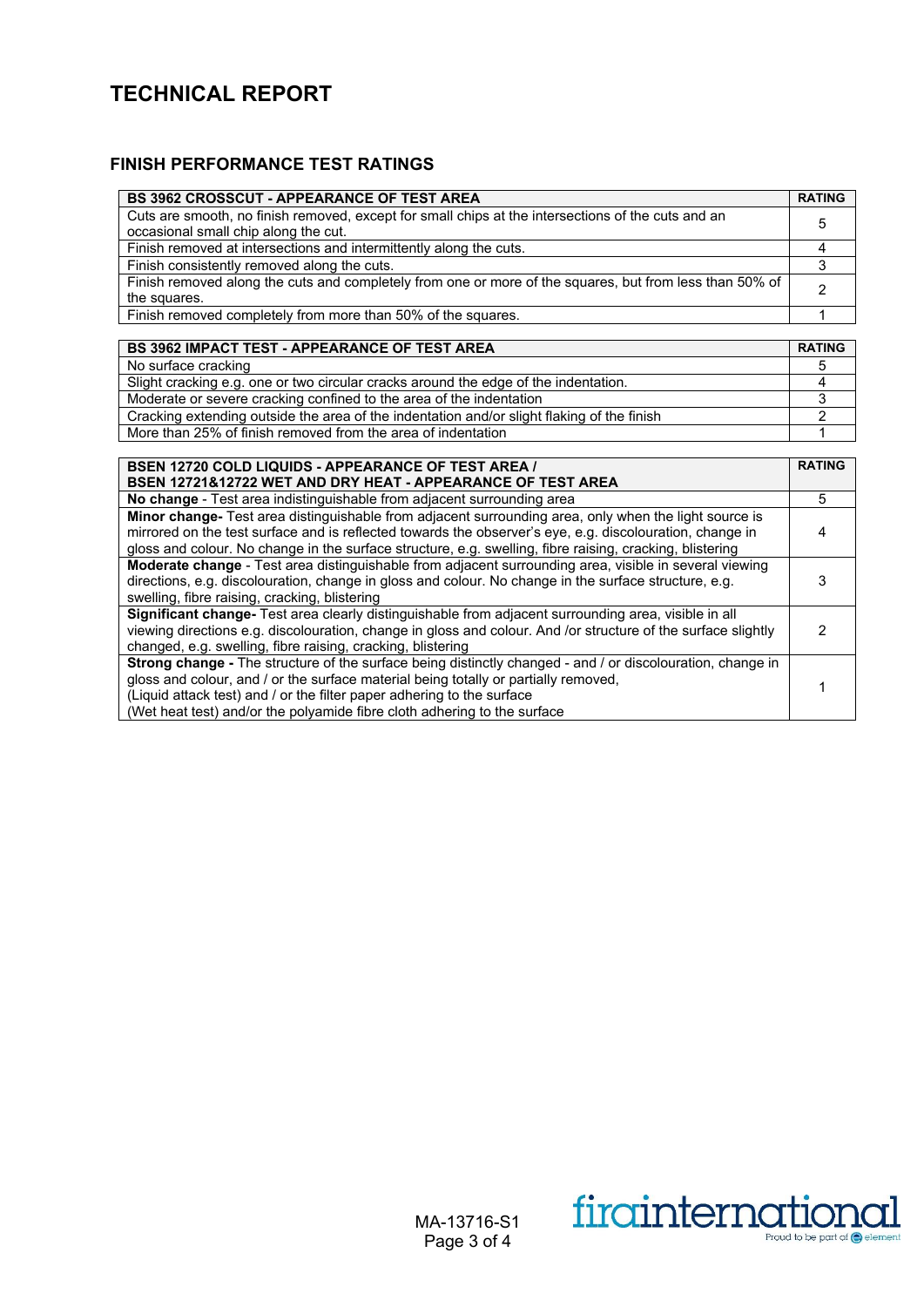# TECHNICAL REPORT

## FINISH PERFORMANCE TEST RATINGS

| BS 3962 CROSSCUT - APPEARANCE OF TEST AREA | RATING |
|---|---|
| Cuts are smooth, no finish removed, except for small chips at the intersections of the cuts and an occasional small chip along the cut. | 5 |
| Finish removed at intersections and intermittently along the cuts. | 4 |
| Finish consistently removed along the cuts. | 3 |
| Finish removed along the cuts and completely from one or more of the squares, but from less than 50% of the squares. | 2 |
| Finish removed completely from more than 50% of the squares. | 1 |

| BS 3962 IMPACT TEST - APPEARANCE OF TEST AREA | RATING |
|---|---|
| No surface cracking | 5 |
| Slight cracking e.g. one or two circular cracks around the edge of the indentation. | 4 |
| Moderate or severe cracking confined to the area of the indentation | 3 |
| Cracking extending outside the area of the indentation and/or slight flaking of the finish | 2 |
| More than 25% of finish removed from the area of indentation | 1 |

| BSEN 12720 COLD LIQUIDS - APPEARANCE OF TEST AREA / BSEN 12721&12722 WET AND DRY HEAT - APPEARANCE OF TEST AREA | RATING |
|---|---|
| **No change** - Test area indistinguishable from adjacent surrounding area | 5 |
| **Minor change-** Test area distinguishable from adjacent surrounding area, only when the light source is mirrored on the test surface and is reflected towards the observer's eye, e.g. discolouration, change in gloss and colour. No change in the surface structure, e.g. swelling, fibre raising, cracking, blistering | 4 |
| **Moderate change** - Test area distinguishable from adjacent surrounding area, visible in several viewing directions, e.g. discolouration, change in gloss and colour. No change in the surface structure, e.g. swelling, fibre raising, cracking, blistering | 3 |
| **Significant change-** Test area clearly distinguishable from adjacent surrounding area, visible in all viewing directions e.g. discolouration, change in gloss and colour. And /or structure of the surface slightly changed, e.g. swelling, fibre raising, cracking, blistering | 2 |
| **Strong change -** The structure of the surface being distinctly changed - and / or discolouration, change in gloss and colour, and / or the surface material being totally or partially removed, (Liquid attack test) and / or the filter paper adhering to the surface (Wet heat test) and/or the polyamide fibre cloth adhering to the surface | 1 |

MA-13716-S1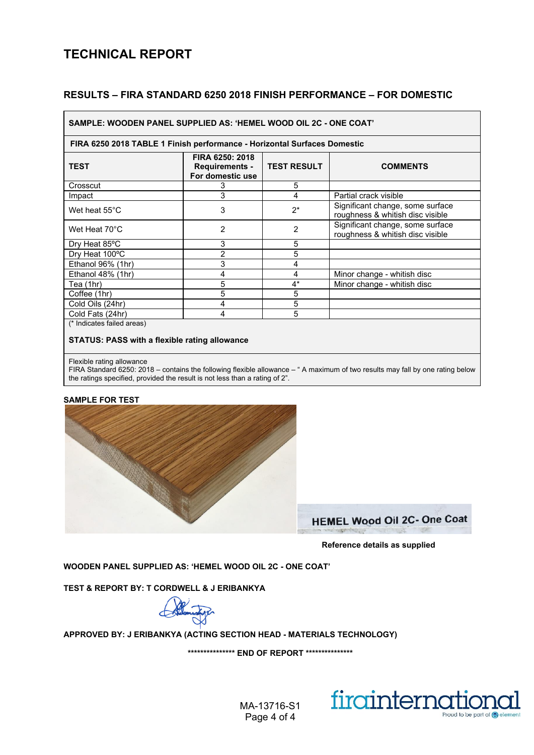# TECHNICAL REPORT

## RESULTS – FIRA STANDARD 6250 2018 FINISH PERFORMANCE – FOR DOMESTIC

**SAMPLE: WOODEN PANEL SUPPLIED AS: 'HEMEL WOOD OIL 2C - ONE COAT'**

**FIRA 6250 2018 TABLE 1 Finish performance - Horizontal Surfaces Domestic**

| TEST | FIRA 6250: 2018 Requirements - For domestic use | TEST RESULT | COMMENTS |
|---|---|---|---|
| Crosscut | 3 | 5 | |
| Impact | 3 | 4 | Partial crack visible |
| Wet heat 55°C | 3 | 2* | Significant change, some surface roughness & whitish disc visible |
| Wet Heat 70°C | 2 | 2 | Significant change, some surface roughness & whitish disc visible |
| Dry Heat 85ºC | 3 | 5 | |
| Dry Heat 100ºC | 2 | 5 | |
| Ethanol 96% (1hr) | 3 | 4 | |
| Ethanol 48% (1hr) | 4 | 4 | Minor change - whitish disc |
| Tea (1hr) | 5 | 4* | Minor change - whitish disc |
| Coffee (1hr) | 5 | 5 | |
| Cold Oils (24hr) | 4 | 5 | |
| Cold Fats (24hr) | 4 | 5 | |

(* Indicates failed areas)

**STATUS: PASS with a flexible rating allowance**

Flexible rating allowance
FIRA Standard 6250: 2018 – contains the following flexible allowance – " A maximum of two results may fall by one rating below the ratings specified, provided the result is not less than a rating of 2".

**SAMPLE FOR TEST**

HEMEL Wood Oil 2C- One Coat

**Reference details as supplied**

**WOODEN PANEL SUPPLIED AS: 'HEMEL WOOD OIL 2C - ONE COAT'**

**TEST & REPORT BY: T CORDWELL & J ERIBANKYA**

**APPROVED BY: J ERIBANKYA (ACTING SECTION HEAD - MATERIALS TECHNOLOGY)**

*************** END OF REPORT ***************

MA-13716-S1

firainternational
Proud to be part of element